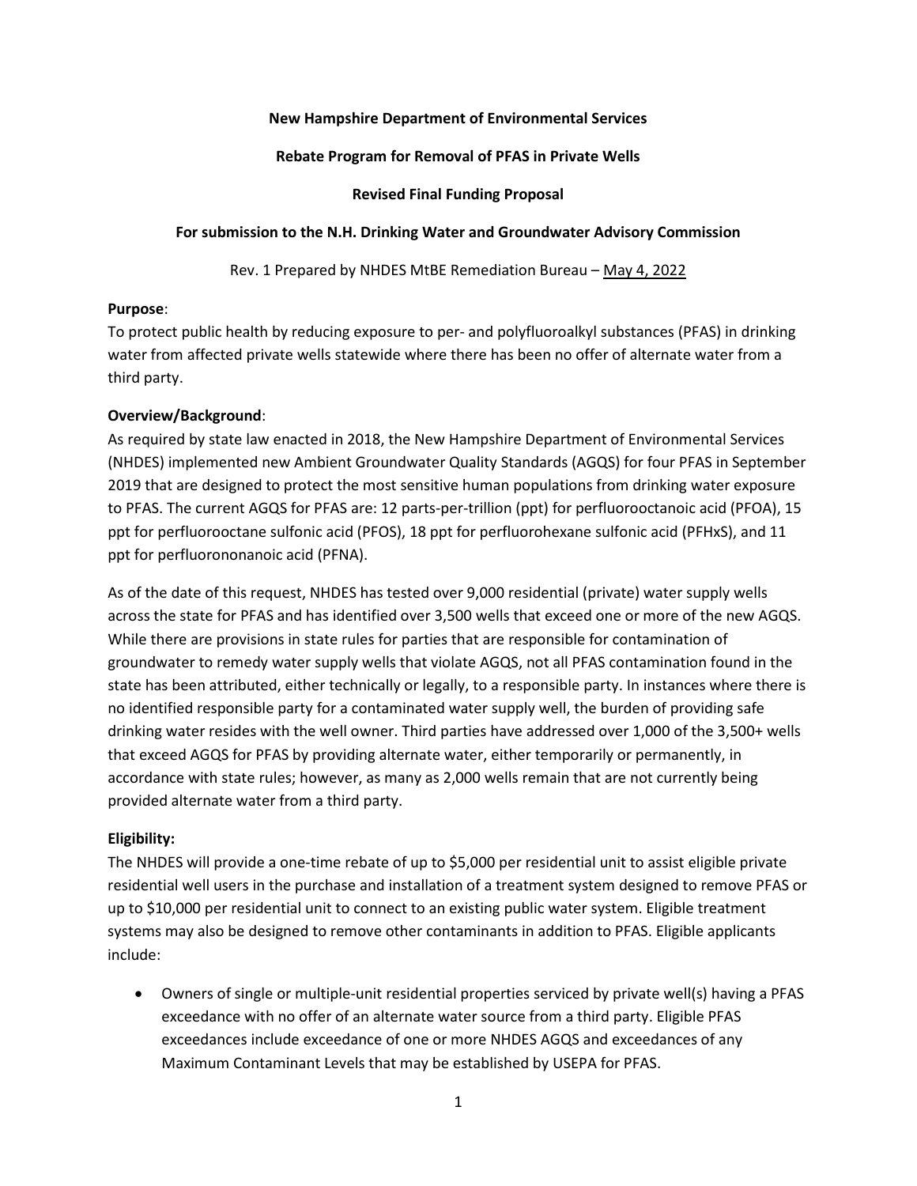**New Hampshire Department of Environmental Services**

**Rebate Program for Removal of PFAS in Private Wells**

**Revised Final Funding Proposal**

**For submission to the N.H. Drinking Water and Groundwater Advisory Commission**

Rev. 1 Prepared by NHDES MtBE Remediation Bureau – May 4, 2022

**Purpose**:
To protect public health by reducing exposure to per- and polyfluoroalkyl substances (PFAS) in drinking water from affected private wells statewide where there has been no offer of alternate water from a third party.

**Overview/Background**:
As required by state law enacted in 2018, the New Hampshire Department of Environmental Services (NHDES) implemented new Ambient Groundwater Quality Standards (AGQS) for four PFAS in September 2019 that are designed to protect the most sensitive human populations from drinking water exposure to PFAS. The current AGQS for PFAS are: 12 parts-per-trillion (ppt) for perfluorooctanoic acid (PFOA), 15 ppt for perfluorooctane sulfonic acid (PFOS), 18 ppt for perfluorohexane sulfonic acid (PFHxS), and 11 ppt for perfluorononanoic acid (PFNA).

As of the date of this request, NHDES has tested over 9,000 residential (private) water supply wells across the state for PFAS and has identified over 3,500 wells that exceed one or more of the new AGQS. While there are provisions in state rules for parties that are responsible for contamination of groundwater to remedy water supply wells that violate AGQS, not all PFAS contamination found in the state has been attributed, either technically or legally, to a responsible party. In instances where there is no identified responsible party for a contaminated water supply well, the burden of providing safe drinking water resides with the well owner. Third parties have addressed over 1,000 of the 3,500+ wells that exceed AGQS for PFAS by providing alternate water, either temporarily or permanently, in accordance with state rules; however, as many as 2,000 wells remain that are not currently being provided alternate water from a third party.

**Eligibility:**
The NHDES will provide a one-time rebate of up to $5,000 per residential unit to assist eligible private residential well users in the purchase and installation of a treatment system designed to remove PFAS or up to $10,000 per residential unit to connect to an existing public water system. Eligible treatment systems may also be designed to remove other contaminants in addition to PFAS. Eligible applicants include:

- Owners of single or multiple-unit residential properties serviced by private well(s) having a PFAS exceedance with no offer of an alternate water source from a third party. Eligible PFAS exceedances include exceedance of one or more NHDES AGQS and exceedances of any Maximum Contaminant Levels that may be established by USEPA for PFAS.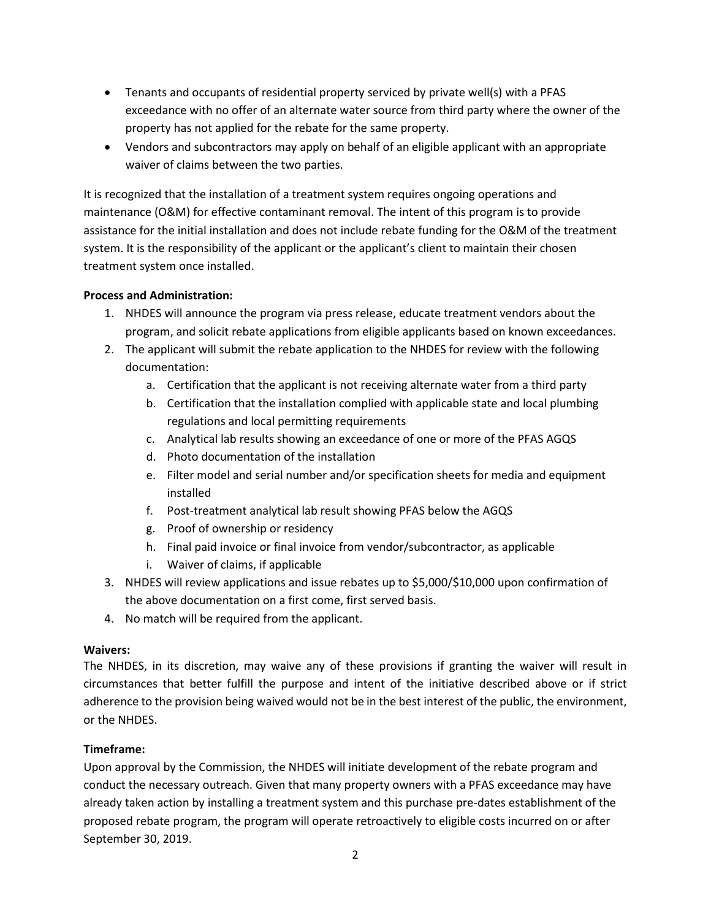- Tenants and occupants of residential property serviced by private well(s) with a PFAS exceedance with no offer of an alternate water source from third party where the owner of the property has not applied for the rebate for the same property.
- Vendors and subcontractors may apply on behalf of an eligible applicant with an appropriate waiver of claims between the two parties.

It is recognized that the installation of a treatment system requires ongoing operations and maintenance (O&M) for effective contaminant removal. The intent of this program is to provide assistance for the initial installation and does not include rebate funding for the O&M of the treatment system. It is the responsibility of the applicant or the applicant's client to maintain their chosen treatment system once installed.

**Process and Administration:**

1. NHDES will announce the program via press release, educate treatment vendors about the program, and solicit rebate applications from eligible applicants based on known exceedances.
2. The applicant will submit the rebate application to the NHDES for review with the following documentation:
   a. Certification that the applicant is not receiving alternate water from a third party
   b. Certification that the installation complied with applicable state and local plumbing regulations and local permitting requirements
   c. Analytical lab results showing an exceedance of one or more of the PFAS AGQS
   d. Photo documentation of the installation
   e. Filter model and serial number and/or specification sheets for media and equipment installed
   f. Post-treatment analytical lab result showing PFAS below the AGQS
   g. Proof of ownership or residency
   h. Final paid invoice or final invoice from vendor/subcontractor, as applicable
   i. Waiver of claims, if applicable
3. NHDES will review applications and issue rebates up to $5,000/$10,000 upon confirmation of the above documentation on a first come, first served basis.
4. No match will be required from the applicant.

**Waivers:**

The NHDES, in its discretion, may waive any of these provisions if granting the waiver will result in circumstances that better fulfill the purpose and intent of the initiative described above or if strict adherence to the provision being waived would not be in the best interest of the public, the environment, or the NHDES.

**Timeframe:**

Upon approval by the Commission, the NHDES will initiate development of the rebate program and conduct the necessary outreach. Given that many property owners with a PFAS exceedance may have already taken action by installing a treatment system and this purchase pre-dates establishment of the proposed rebate program, the program will operate retroactively to eligible costs incurred on or after September 30, 2019.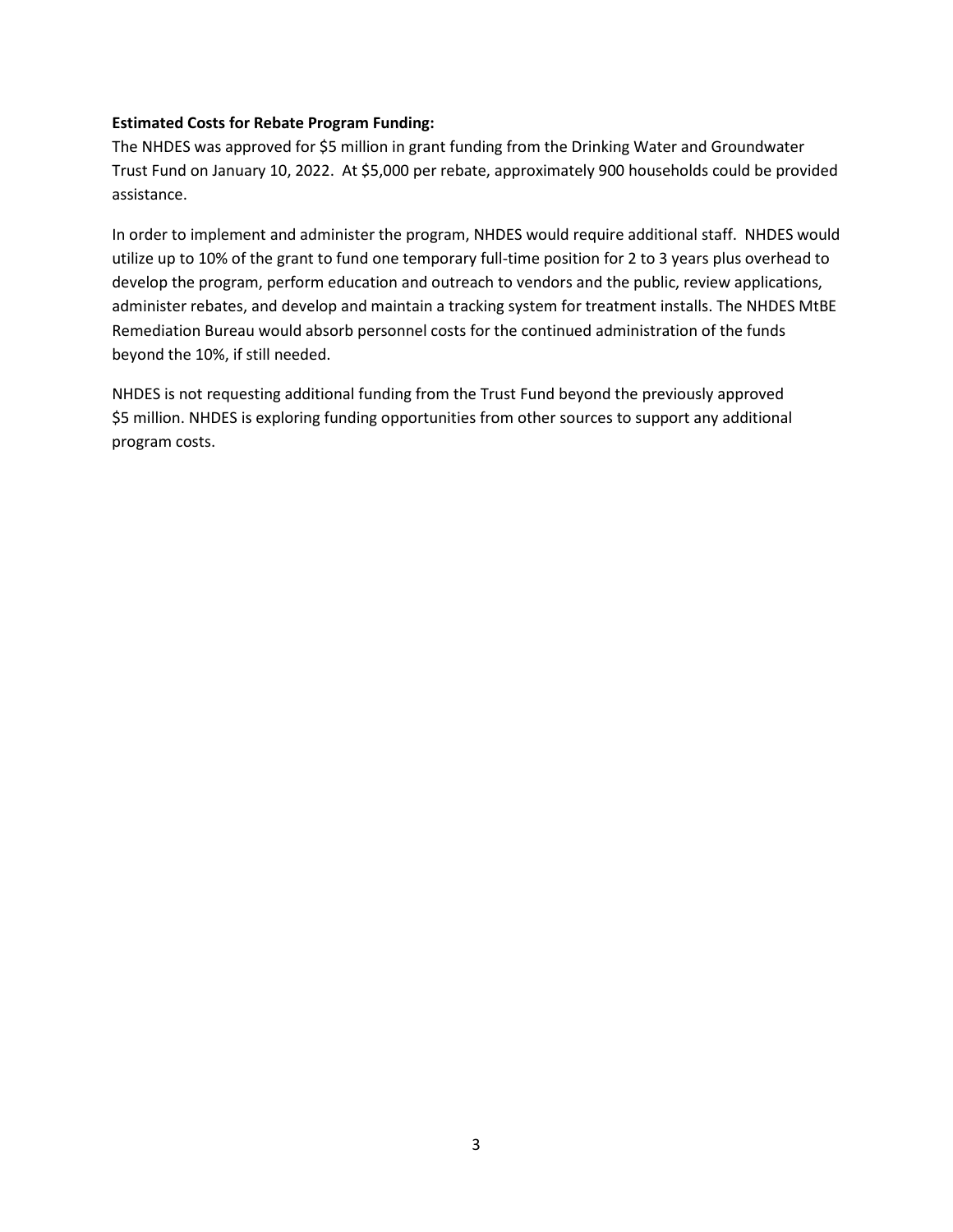**Estimated Costs for Rebate Program Funding:**

The NHDES was approved for $5 million in grant funding from the Drinking Water and Groundwater Trust Fund on January 10, 2022. At $5,000 per rebate, approximately 900 households could be provided assistance.

In order to implement and administer the program, NHDES would require additional staff. NHDES would utilize up to 10% of the grant to fund one temporary full-time position for 2 to 3 years plus overhead to develop the program, perform education and outreach to vendors and the public, review applications, administer rebates, and develop and maintain a tracking system for treatment installs. The NHDES MtBE Remediation Bureau would absorb personnel costs for the continued administration of the funds beyond the 10%, if still needed.

NHDES is not requesting additional funding from the Trust Fund beyond the previously approved $5 million. NHDES is exploring funding opportunities from other sources to support any additional program costs.